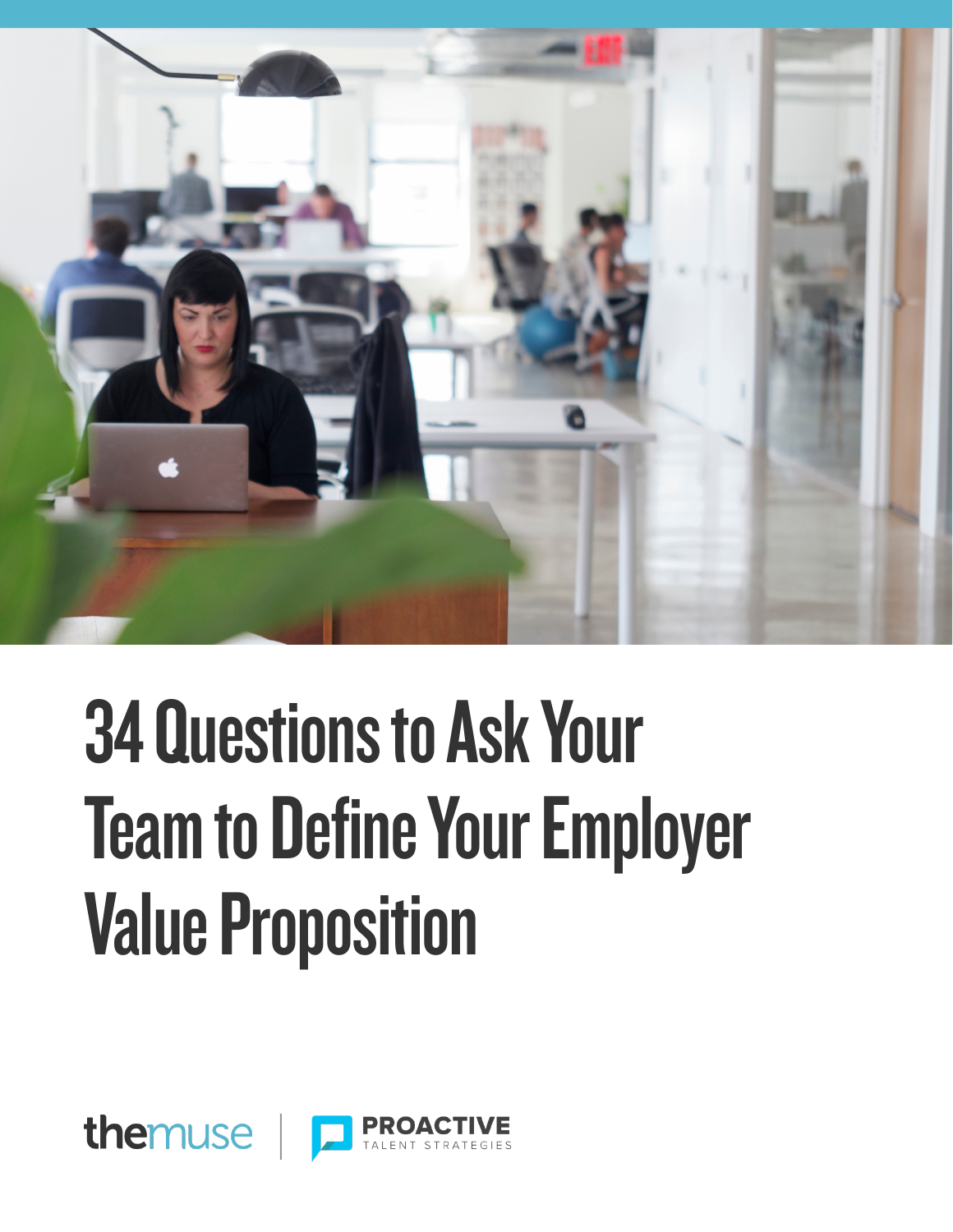# 34 Questions to Ask Your Team to Define Your Employer Value Proposition

themuse | PROACTIVE TALENT STRATEGIES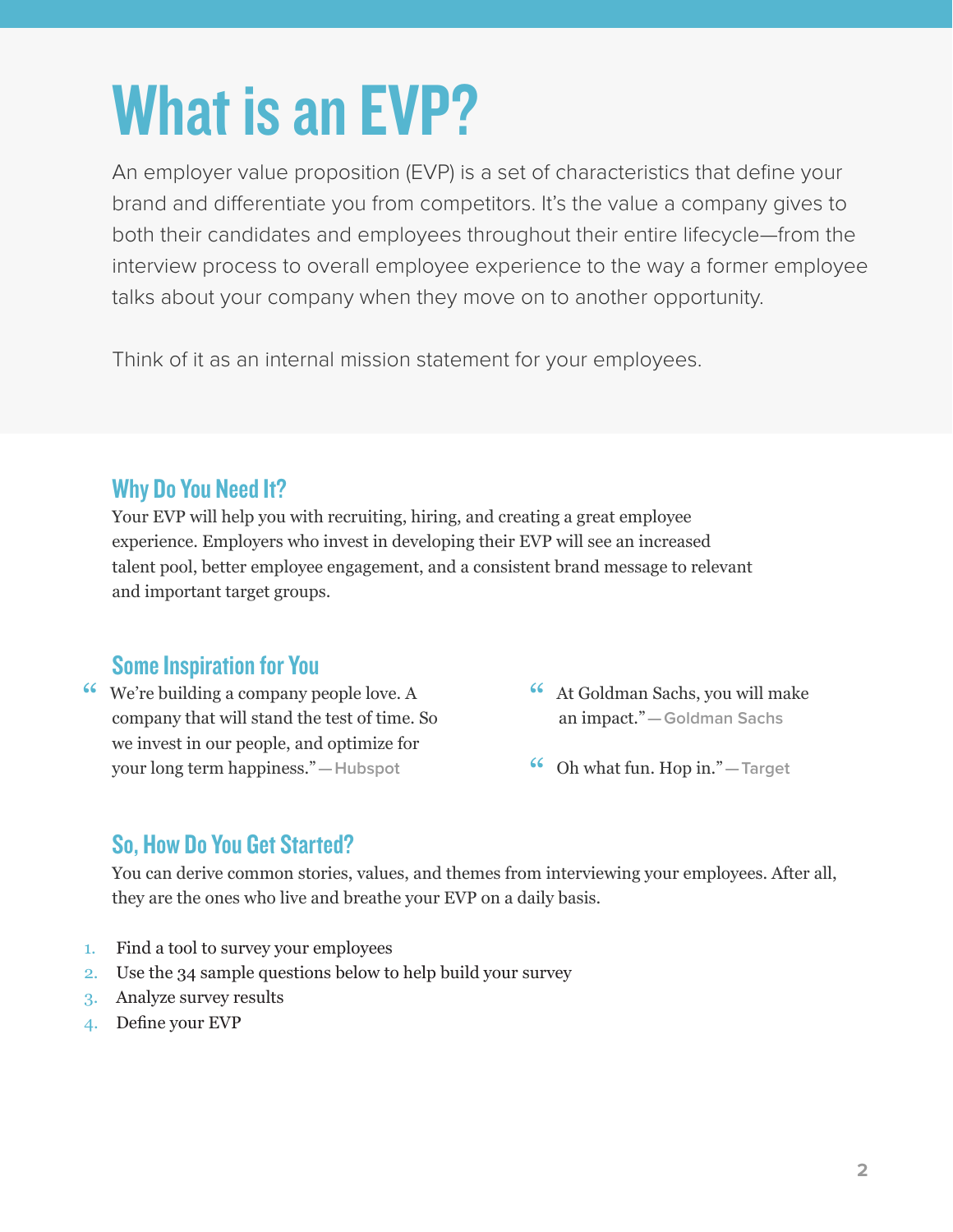# What is an EVP?

An employer value proposition (EVP) is a set of characteristics that define your brand and differentiate you from competitors. It's the value a company gives to both their candidates and employees throughout their entire lifecycle—from the interview process to overall employee experience to the way a former employee talks about your company when they move on to another opportunity.

Think of it as an internal mission statement for your employees.

## Why Do You Need It?

Your EVP will help you with recruiting, hiring, and creating a great employee experience. Employers who invest in developing their EVP will see an increased talent pool, better employee engagement, and a consistent brand message to relevant and important target groups.

## Some Inspiration for You

> "We're building a company people love. A company that will stand the test of time. So we invest in our people, and optimize for your long term happiness." — Hubspot

> "At Goldman Sachs, you will make an impact." — Goldman Sachs

> "Oh what fun. Hop in." — Target

## So, How Do You Get Started?

You can derive common stories, values, and themes from interviewing your employees. After all, they are the ones who live and breathe your EVP on a daily basis.

1. Find a tool to survey your employees
2. Use the 34 sample questions below to help build your survey
3. Analyze survey results
4. Define your EVP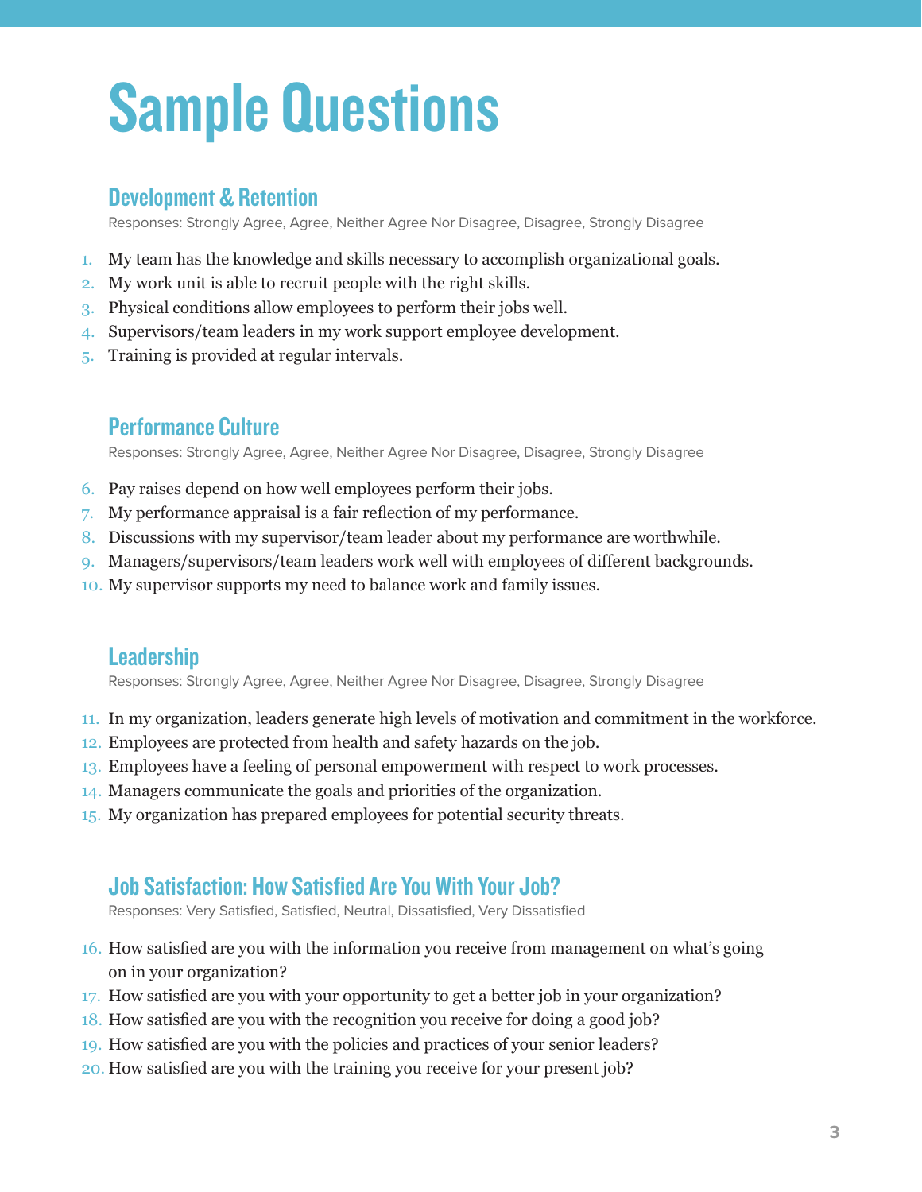# Sample Questions

## Development & Retention

Responses: Strongly Agree, Agree, Neither Agree Nor Disagree, Disagree, Strongly Disagree

1. My team has the knowledge and skills necessary to accomplish organizational goals.
2. My work unit is able to recruit people with the right skills.
3. Physical conditions allow employees to perform their jobs well.
4. Supervisors/team leaders in my work support employee development.
5. Training is provided at regular intervals.

## Performance Culture

Responses: Strongly Agree, Agree, Neither Agree Nor Disagree, Disagree, Strongly Disagree

6. Pay raises depend on how well employees perform their jobs.
7. My performance appraisal is a fair reflection of my performance.
8. Discussions with my supervisor/team leader about my performance are worthwhile.
9. Managers/supervisors/team leaders work well with employees of different backgrounds.
10. My supervisor supports my need to balance work and family issues.

## Leadership

Responses: Strongly Agree, Agree, Neither Agree Nor Disagree, Disagree, Strongly Disagree

11. In my organization, leaders generate high levels of motivation and commitment in the workforce.
12. Employees are protected from health and safety hazards on the job.
13. Employees have a feeling of personal empowerment with respect to work processes.
14. Managers communicate the goals and priorities of the organization.
15. My organization has prepared employees for potential security threats.

## Job Satisfaction: How Satisfied Are You With Your Job?

Responses: Very Satisfied, Satisfied, Neutral, Dissatisfied, Very Dissatisfied

16. How satisfied are you with the information you receive from management on what's going on in your organization?
17. How satisfied are you with your opportunity to get a better job in your organization?
18. How satisfied are you with the recognition you receive for doing a good job?
19. How satisfied are you with the policies and practices of your senior leaders?
20. How satisfied are you with the training you receive for your present job?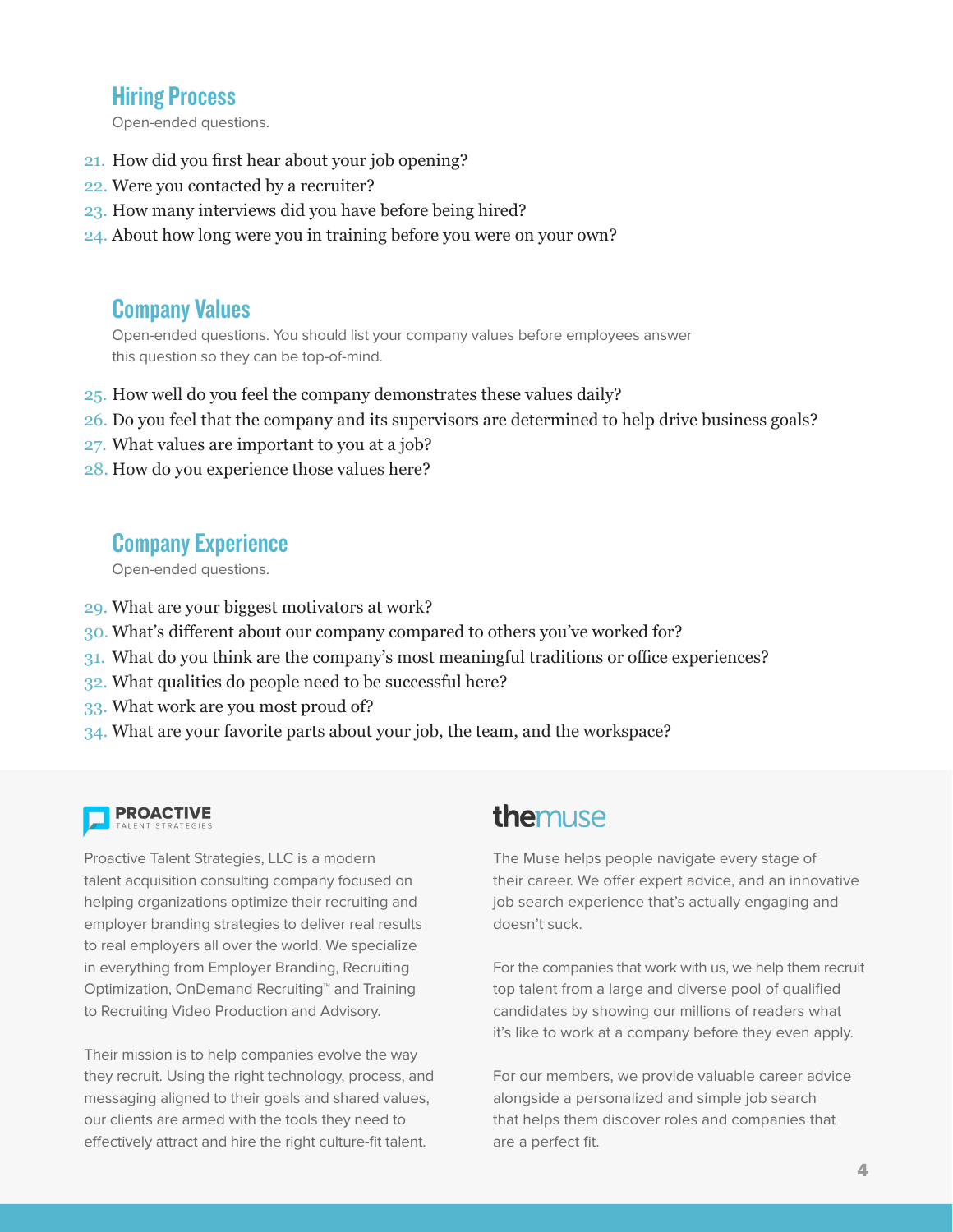## Hiring Process

Open-ended questions.

21. How did you first hear about your job opening?
22. Were you contacted by a recruiter?
23. How many interviews did you have before being hired?
24. About how long were you in training before you were on your own?

## Company Values

Open-ended questions. You should list your company values before employees answer this question so they can be top-of-mind.

25. How well do you feel the company demonstrates these values daily?
26. Do you feel that the company and its supervisors are determined to help drive business goals?
27. What values are important to you at a job?
28. How do you experience those values here?

## Company Experience

Open-ended questions.

29. What are your biggest motivators at work?
30. What's different about our company compared to others you've worked for?
31. What do you think are the company's most meaningful traditions or office experiences?
32. What qualities do people need to be successful here?
33. What work are you most proud of?
34. What are your favorite parts about your job, the team, and the workspace?

**PROACTIVE** TALENT STRATEGIES

Proactive Talent Strategies, LLC is a modern talent acquisition consulting company focused on helping organizations optimize their recruiting and employer branding strategies to deliver real results to real employers all over the world. We specialize in everything from Employer Branding, Recruiting Optimization, OnDemand Recruiting™ and Training to Recruiting Video Production and Advisory.

Their mission is to help companies evolve the way they recruit. Using the right technology, process, and messaging aligned to their goals and shared values, our clients are armed with the tools they need to effectively attract and hire the right culture-fit talent.

**themuse**

The Muse helps people navigate every stage of their career. We offer expert advice, and an innovative job search experience that's actually engaging and doesn't suck.

For the companies that work with us, we help them recruit top talent from a large and diverse pool of qualified candidates by showing our millions of readers what it's like to work at a company before they even apply.

For our members, we provide valuable career advice alongside a personalized and simple job search that helps them discover roles and companies that are a perfect fit.